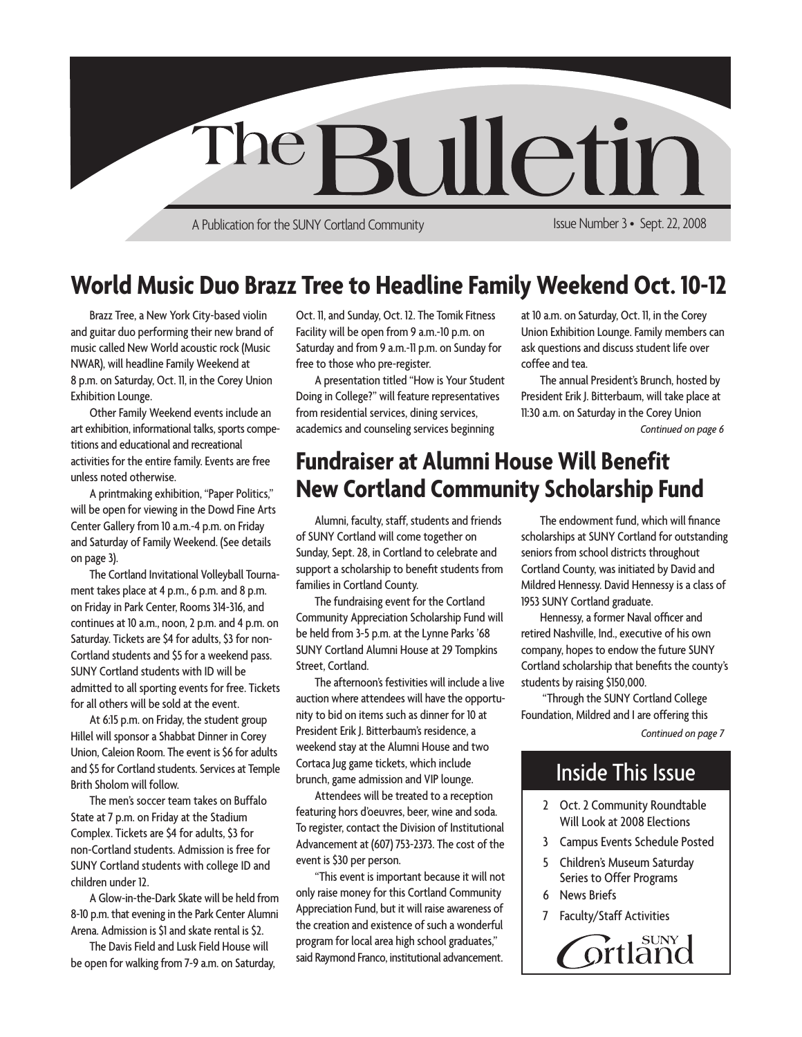# The Bulletin

A Publication for the SUNY Cortland Community

Issue Number 3 • Sept. 22, 2008

## World Music Duo Brazz Tree to Headline Family Weekend Oct. 10-12

Brazz Tree, a New York City-based violin and guitar duo performing their new brand of music called New World acoustic rock (Music NWAR), will headline Family Weekend at 8 p.m. on Saturday, Oct. 11, in the Corey Union Exhibition Lounge.

Other Family Weekend events include an art exhibition, informational talks, sports competitions and educational and recreational activities for the entire family. Events are free unless noted otherwise.

A printmaking exhibition, "Paper Politics," will be open for viewing in the Dowd Fine Arts Center Gallery from 10 a.m.-4 p.m. on Friday and Saturday of Family Weekend. (See details on page 3).

The Cortland Invitational Volleyball Tournament takes place at 4 p.m., 6 p.m. and 8 p.m. on Friday in Park Center, Rooms 314-316, and continues at 10 a.m., noon, 2 p.m. and 4 p.m. on Saturday. Tickets are $4 for adults, $3 for non-Cortland students and $5 for a weekend pass. SUNY Cortland students with ID will be admitted to all sporting events for free. Tickets for all others will be sold at the event.

At 6:15 p.m. on Friday, the student group Hillel will sponsor a Shabbat Dinner in Corey Union, Caleion Room. The event is $6 for adults and $5 for Cortland students. Services at Temple Brith Sholom will follow.

The men's soccer team takes on Buffalo State at 7 p.m. on Friday at the Stadium Complex. Tickets are $4 for adults, $3 for non-Cortland students. Admission is free for SUNY Cortland students with college ID and children under 12.

A Glow-in-the-Dark Skate will be held from 8-10 p.m. that evening in the Park Center Alumni Arena. Admission is $1 and skate rental is $2.

The Davis Field and Lusk Field House will be open for walking from 7-9 a.m. on Saturday, Oct. 11, and Sunday, Oct. 12. The Tomik Fitness Facility will be open from 9 a.m.-10 p.m. on Saturday and from 9 a.m.-11 p.m. on Sunday for free to those who pre-register.

A presentation titled "How is Your Student Doing in College?" will feature representatives from residential services, dining services, academics and counseling services beginning at 10 a.m. on Saturday, Oct. 11, in the Corey Union Exhibition Lounge. Family members can ask questions and discuss student life over coffee and tea.

The annual President's Brunch, hosted by President Erik J. Bitterbaum, will take place at 11:30 a.m. on Saturday in the Corey Union

*Continued on page 6*

## Fundraiser at Alumni House Will Benefit New Cortland Community Scholarship Fund

Alumni, faculty, staff, students and friends of SUNY Cortland will come together on Sunday, Sept. 28, in Cortland to celebrate and support a scholarship to benefit students from families in Cortland County.

The fundraising event for the Cortland Community Appreciation Scholarship Fund will be held from 3-5 p.m. at the Lynne Parks '68 SUNY Cortland Alumni House at 29 Tompkins Street, Cortland.

The afternoon's festivities will include a live auction where attendees will have the opportunity to bid on items such as dinner for 10 at President Erik J. Bitterbaum's residence, a weekend stay at the Alumni House and two Cortaca Jug game tickets, which include brunch, game admission and VIP lounge.

Attendees will be treated to a reception featuring hors d'oeuvres, beer, wine and soda. To register, contact the Division of Institutional Advancement at (607) 753-2373. The cost of the event is $30 per person.

"This event is important because it will not only raise money for this Cortland Community Appreciation Fund, but it will raise awareness of the creation and existence of such a wonderful program for local area high school graduates," said Raymond Franco, institutional advancement.

The endowment fund, which will finance scholarships at SUNY Cortland for outstanding seniors from school districts throughout Cortland County, was initiated by David and Mildred Hennessy. David Hennessy is a class of 1953 SUNY Cortland graduate.

Hennessy, a former Naval officer and retired Nashville, Ind., executive of his own company, hopes to endow the future SUNY Cortland scholarship that benefits the county's students by raising $150,000.

"Through the SUNY Cortland College Foundation, Mildred and I are offering this

*Continued on page 7*

## Inside This Issue

- 2 Oct. 2 Community Roundtable Will Look at 2008 Elections
- 3 Campus Events Schedule Posted
- 5 Children's Museum Saturday Series to Offer Programs
- 6 News Briefs
- 7 Faculty/Staff Activities

SUNY Cortland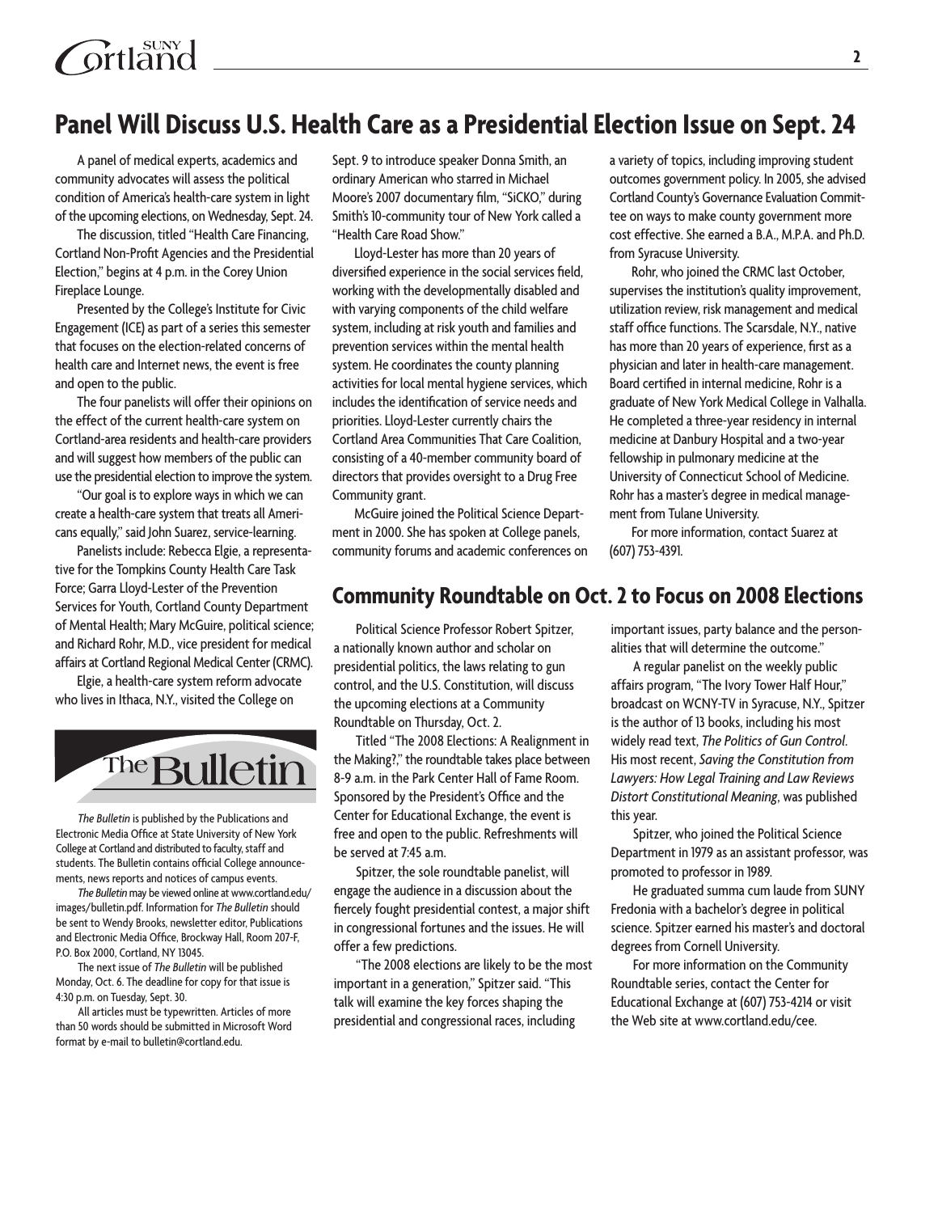## Panel Will Discuss U.S. Health Care as a Presidential Election Issue on Sept. 24

A panel of medical experts, academics and community advocates will assess the political condition of America's health-care system in light of the upcoming elections, on Wednesday, Sept. 24.

The discussion, titled "Health Care Financing, Cortland Non-Profit Agencies and the Presidential Election," begins at 4 p.m. in the Corey Union Fireplace Lounge.

Presented by the College's Institute for Civic Engagement (ICE) as part of a series this semester that focuses on the election-related concerns of health care and Internet news, the event is free and open to the public.

The four panelists will offer their opinions on the effect of the current health-care system on Cortland-area residents and health-care providers and will suggest how members of the public can use the presidential election to improve the system.

"Our goal is to explore ways in which we can create a health-care system that treats all Americans equally," said John Suarez, service-learning.

Panelists include: Rebecca Elgie, a representative for the Tompkins County Health Care Task Force; Garra Lloyd-Lester of the Prevention Services for Youth, Cortland County Department of Mental Health; Mary McGuire, political science; and Richard Rohr, M.D., vice president for medical affairs at Cortland Regional Medical Center (CRMC).

Elgie, a health-care system reform advocate who lives in Ithaca, N.Y., visited the College on Sept. 9 to introduce speaker Donna Smith, an ordinary American who starred in Michael Moore's 2007 documentary film, "SiCKO," during Smith's 10-community tour of New York called a "Health Care Road Show."

Lloyd-Lester has more than 20 years of diversified experience in the social services field, working with the developmentally disabled and with varying components of the child welfare system, including at risk youth and families and prevention services within the mental health system. He coordinates the county planning activities for local mental hygiene services, which includes the identification of service needs and priorities. Lloyd-Lester currently chairs the Cortland Area Communities That Care Coalition, consisting of a 40-member community board of directors that provides oversight to a Drug Free Community grant.

McGuire joined the Political Science Department in 2000. She has spoken at College panels, community forums and academic conferences on a variety of topics, including improving student outcomes government policy. In 2005, she advised Cortland County's Governance Evaluation Committee on ways to make county government more cost effective. She earned a B.A., M.P.A. and Ph.D. from Syracuse University.

Rohr, who joined the CRMC last October, supervises the institution's quality improvement, utilization review, risk management and medical staff office functions. The Scarsdale, N.Y., native has more than 20 years of experience, first as a physician and later in health-care management. Board certified in internal medicine, Rohr is a graduate of New York Medical College in Valhalla. He completed a three-year residency in internal medicine at Danbury Hospital and a two-year fellowship in pulmonary medicine at the University of Connecticut School of Medicine. Rohr has a master's degree in medical management from Tulane University.

For more information, contact Suarez at (607) 753-4391.

## Community Roundtable on Oct. 2 to Focus on 2008 Elections

Political Science Professor Robert Spitzer, a nationally known author and scholar on presidential politics, the laws relating to gun control, and the U.S. Constitution, will discuss the upcoming elections at a Community Roundtable on Thursday, Oct. 2.

Titled "The 2008 Elections: A Realignment in the Making?," the roundtable takes place between 8-9 a.m. in the Park Center Hall of Fame Room. Sponsored by the President's Office and the Center for Educational Exchange, the event is free and open to the public. Refreshments will be served at 7:45 a.m.

Spitzer, the sole roundtable panelist, will engage the audience in a discussion about the fiercely fought presidential contest, a major shift in congressional fortunes and the issues. He will offer a few predictions.

"The 2008 elections are likely to be the most important in a generation," Spitzer said. "This talk will examine the key forces shaping the presidential and congressional races, including important issues, party balance and the personalities that will determine the outcome."

A regular panelist on the weekly public affairs program, "The Ivory Tower Half Hour," broadcast on WCNY-TV in Syracuse, N.Y., Spitzer is the author of 13 books, including his most widely read text, *The Politics of Gun Control*. His most recent, *Saving the Constitution from Lawyers: How Legal Training and Law Reviews Distort Constitutional Meaning*, was published this year.

Spitzer, who joined the Political Science Department in 1979 as an assistant professor, was promoted to professor in 1989.

He graduated summa cum laude from SUNY Fredonia with a bachelor's degree in political science. Spitzer earned his master's and doctoral degrees from Cornell University.

For more information on the Community Roundtable series, contact the Center for Educational Exchange at (607) 753-4214 or visit the Web site at www.cortland.edu/cee.

## The Bulletin

*The Bulletin* is published by the Publications and Electronic Media Office at State University of New York College at Cortland and distributed to faculty, staff and students. The Bulletin contains official College announcements, news reports and notices of campus events.

*The Bulletin* may be viewed online at www.cortland.edu/images/bulletin.pdf. Information for *The Bulletin* should be sent to Wendy Brooks, newsletter editor, Publications and Electronic Media Office, Brockway Hall, Room 207-F, P.O. Box 2000, Cortland, NY 13045.

The next issue of *The Bulletin* will be published Monday, Oct. 6. The deadline for copy for that issue is 4:30 p.m. on Tuesday, Sept. 30.

All articles must be typewritten. Articles of more than 50 words should be submitted in Microsoft Word format by e-mail to bulletin@cortland.edu.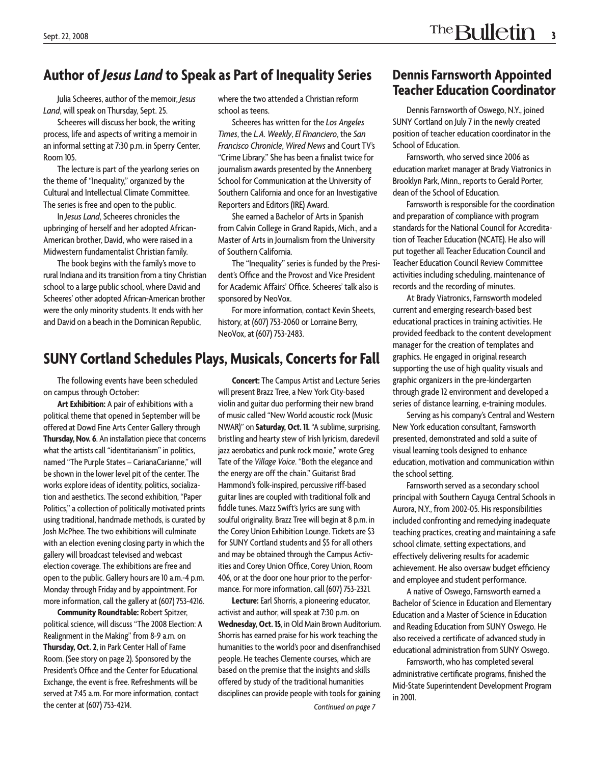## Author of *Jesus Land* to Speak as Part of Inequality Series

Julia Scheeres, author of the memoir, *Jesus Land*, will speak on Thursday, Sept. 25.

Scheeres will discuss her book, the writing process, life and aspects of writing a memoir in an informal setting at 7:30 p.m. in Sperry Center, Room 105.

The lecture is part of the yearlong series on the theme of "Inequality," organized by the Cultural and Intellectual Climate Committee. The series is free and open to the public.

In *Jesus Land*, Scheeres chronicles the upbringing of herself and her adopted African-American brother, David, who were raised in a Midwestern fundamentalist Christian family.

The book begins with the family's move to rural Indiana and its transition from a tiny Christian school to a large public school, where David and Scheeres' other adopted African-American brother were the only minority students. It ends with her and David on a beach in the Dominican Republic, where the two attended a Christian reform school as teens.

Scheeres has written for the *Los Angeles Times*, the *L.A. Weekly*, *El Financiero*, the *San Francisco Chronicle*, *Wired News* and Court TV's "Crime Library." She has been a finalist twice for journalism awards presented by the Annenberg School for Communication at the University of Southern California and once for an Investigative Reporters and Editors (IRE) Award.

She earned a Bachelor of Arts in Spanish from Calvin College in Grand Rapids, Mich., and a Master of Arts in Journalism from the University of Southern California.

The "Inequality" series is funded by the President's Office and the Provost and Vice President for Academic Affairs' Office. Scheeres' talk also is sponsored by NeoVox.

For more information, contact Kevin Sheets, history, at (607) 753-2060 or Lorraine Berry, NeoVox, at (607) 753-2483.

## SUNY Cortland Schedules Plays, Musicals, Concerts for Fall

The following events have been scheduled on campus through October:

**Art Exhibition:** A pair of exhibitions with a political theme that opened in September will be offered at Dowd Fine Arts Center Gallery through **Thursday, Nov. 6**. An installation piece that concerns what the artists call "identitarianism" in politics, named "The Purple States – CarianaCarianne," will be shown in the lower level pit of the center. The works explore ideas of identity, politics, socialization and aesthetics. The second exhibition, "Paper Politics," a collection of politically motivated prints using traditional, handmade methods, is curated by Josh McPhee. The two exhibitions will culminate with an election evening closing party in which the gallery will broadcast televised and webcast election coverage. The exhibitions are free and open to the public. Gallery hours are 10 a.m.-4 p.m. Monday through Friday and by appointment. For more information, call the gallery at (607) 753-4216.

**Community Roundtable:** Robert Spitzer, political science, will discuss "The 2008 Election: A Realignment in the Making" from 8-9 a.m. on **Thursday, Oct. 2**, in Park Center Hall of Fame Room. (See story on page 2). Sponsored by the President's Office and the Center for Educational Exchange, the event is free. Refreshments will be served at 7:45 a.m. For more information, contact the center at (607) 753-4214.

**Concert:** The Campus Artist and Lecture Series will present Brazz Tree, a New York City-based violin and guitar duo performing their new brand of music called "New World acoustic rock (Music NWAR)" on **Saturday, Oct. 11.** "A sublime, surprising, bristling and hearty stew of Irish lyricism, daredevil jazz aerobatics and punk rock moxie," wrote Greg Tate of the *Village Voice*. "Both the elegance and the energy are off the chain." Guitarist Brad Hammond's folk-inspired, percussive riff-based guitar lines are coupled with traditional folk and fiddle tunes. Mazz Swift's lyrics are sung with soulful originality. Brazz Tree will begin at 8 p.m. in the Corey Union Exhibition Lounge. Tickets are $3 for SUNY Cortland students and $5 for all others and may be obtained through the Campus Activities and Corey Union Office, Corey Union, Room 406, or at the door one hour prior to the performance. For more information, call (607) 753-2321.

**Lecture:** Earl Shorris, a pioneering educator, activist and author, will speak at 7:30 p.m. on **Wednesday, Oct. 15**, in Old Main Brown Auditorium. Shorris has earned praise for his work teaching the humanities to the world's poor and disenfranchised people. He teaches Clemente courses, which are based on the premise that the insights and skills offered by study of the traditional humanities disciplines can provide people with tools for gaining

*Continued on page 7*

## Dennis Farnsworth Appointed Teacher Education Coordinator

Dennis Farnsworth of Oswego, N.Y., joined SUNY Cortland on July 7 in the newly created position of teacher education coordinator in the School of Education.

Farnsworth, who served since 2006 as education market manager at Brady Viatronics in Brooklyn Park, Minn., reports to Gerald Porter, dean of the School of Education.

Farnsworth is responsible for the coordination and preparation of compliance with program standards for the National Council for Accreditation of Teacher Education (NCATE). He also will put together all Teacher Education Council and Teacher Education Council Review Committee activities including scheduling, maintenance of records and the recording of minutes.

At Brady Viatronics, Farnsworth modeled current and emerging research-based best educational practices in training activities. He provided feedback to the content development manager for the creation of templates and graphics. He engaged in original research supporting the use of high quality visuals and graphic organizers in the pre-kindergarten through grade 12 environment and developed a series of distance learning, e-training modules.

Serving as his company's Central and Western New York education consultant, Farnsworth presented, demonstrated and sold a suite of visual learning tools designed to enhance education, motivation and communication within the school setting.

Farnsworth served as a secondary school principal with Southern Cayuga Central Schools in Aurora, N.Y., from 2002-05. His responsibilities included confronting and remedying inadequate teaching practices, creating and maintaining a safe school climate, setting expectations, and effectively delivering results for academic achievement. He also oversaw budget efficiency and employee and student performance.

A native of Oswego, Farnsworth earned a Bachelor of Science in Education and Elementary Education and a Master of Science in Education and Reading Education from SUNY Oswego. He also received a certificate of advanced study in educational administration from SUNY Oswego.

Farnsworth, who has completed several administrative certificate programs, finished the Mid-State Superintendent Development Program in 2001.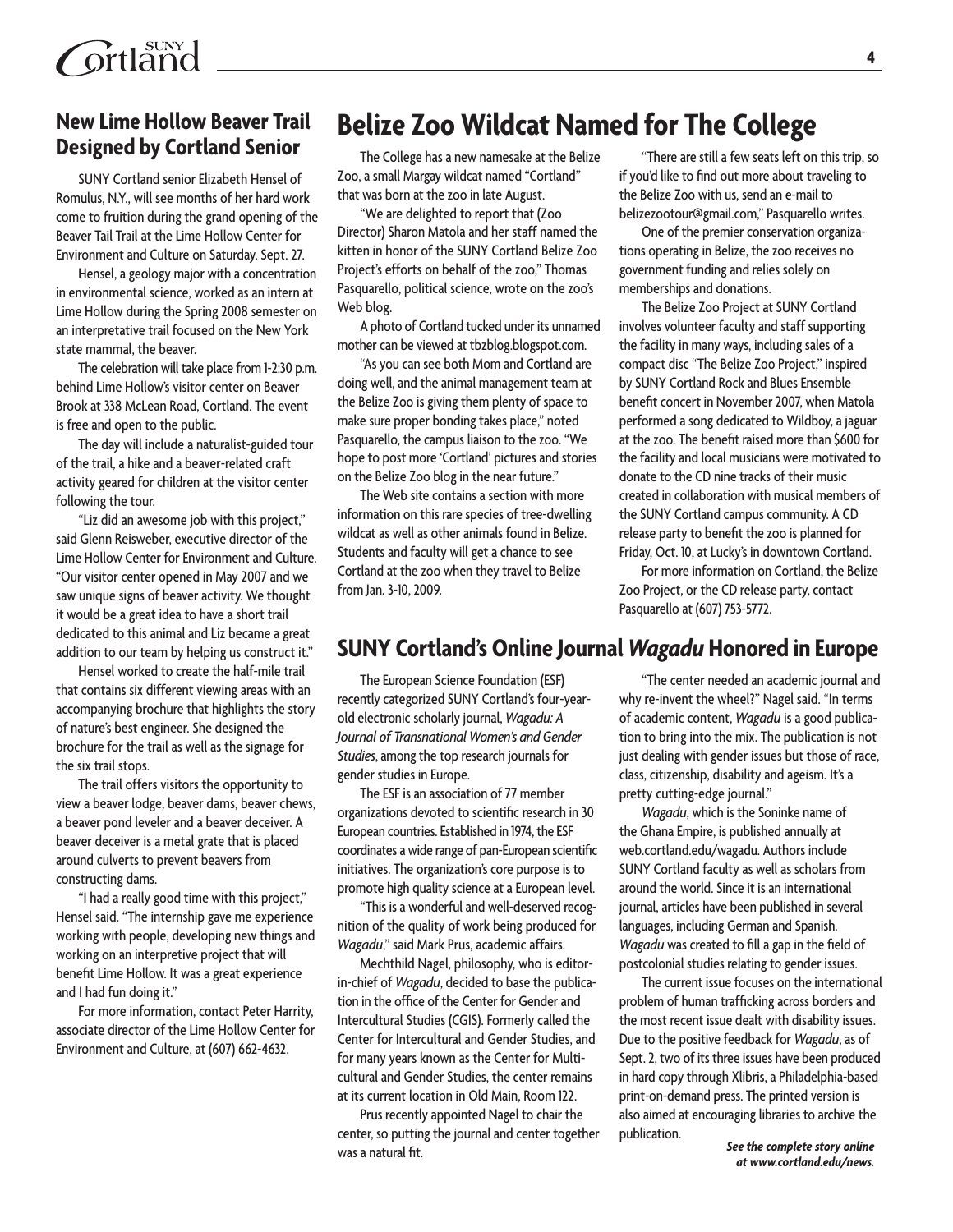## New Lime Hollow Beaver Trail Designed by Cortland Senior

SUNY Cortland senior Elizabeth Hensel of Romulus, N.Y., will see months of her hard work come to fruition during the grand opening of the Beaver Tail Trail at the Lime Hollow Center for Environment and Culture on Saturday, Sept. 27.

Hensel, a geology major with a concentration in environmental science, worked as an intern at Lime Hollow during the Spring 2008 semester on an interpretative trail focused on the New York state mammal, the beaver.

The celebration will take place from 1-2:30 p.m. behind Lime Hollow's visitor center on Beaver Brook at 338 McLean Road, Cortland. The event is free and open to the public.

The day will include a naturalist-guided tour of the trail, a hike and a beaver-related craft activity geared for children at the visitor center following the tour.

"Liz did an awesome job with this project," said Glenn Reisweber, executive director of the Lime Hollow Center for Environment and Culture. "Our visitor center opened in May 2007 and we saw unique signs of beaver activity. We thought it would be a great idea to have a short trail dedicated to this animal and Liz became a great addition to our team by helping us construct it."

Hensel worked to create the half-mile trail that contains six different viewing areas with an accompanying brochure that highlights the story of nature's best engineer. She designed the brochure for the trail as well as the signage for the six trail stops.

The trail offers visitors the opportunity to view a beaver lodge, beaver dams, beaver chews, a beaver pond leveler and a beaver deceiver. A beaver deceiver is a metal grate that is placed around culverts to prevent beavers from constructing dams.

"I had a really good time with this project," Hensel said. "The internship gave me experience working with people, developing new things and working on an interpretive project that will benefit Lime Hollow. It was a great experience and I had fun doing it."

For more information, contact Peter Harrity, associate director of the Lime Hollow Center for Environment and Culture, at (607) 662-4632.

# Belize Zoo Wildcat Named for The College

The College has a new namesake at the Belize Zoo, a small Margay wildcat named "Cortland" that was born at the zoo in late August.

"We are delighted to report that (Zoo Director) Sharon Matola and her staff named the kitten in honor of the SUNY Cortland Belize Zoo Project's efforts on behalf of the zoo," Thomas Pasquarello, political science, wrote on the zoo's Web blog.

A photo of Cortland tucked under its unnamed mother can be viewed at tbzblog.blogspot.com.

"As you can see both Mom and Cortland are doing well, and the animal management team at the Belize Zoo is giving them plenty of space to make sure proper bonding takes place," noted Pasquarello, the campus liaison to the zoo. "We hope to post more 'Cortland' pictures and stories on the Belize Zoo blog in the near future."

The Web site contains a section with more information on this rare species of tree-dwelling wildcat as well as other animals found in Belize. Students and faculty will get a chance to see Cortland at the zoo when they travel to Belize from Jan. 3-10, 2009.

"There are still a few seats left on this trip, so if you'd like to find out more about traveling to the Belize Zoo with us, send an e-mail to belizezootour@gmail.com," Pasquarello writes.

One of the premier conservation organizations operating in Belize, the zoo receives no government funding and relies solely on memberships and donations.

The Belize Zoo Project at SUNY Cortland involves volunteer faculty and staff supporting the facility in many ways, including sales of a compact disc "The Belize Zoo Project," inspired by SUNY Cortland Rock and Blues Ensemble benefit concert in November 2007, when Matola performed a song dedicated to Wildboy, a jaguar at the zoo. The benefit raised more than $600 for the facility and local musicians were motivated to donate to the CD nine tracks of their music created in collaboration with musical members of the SUNY Cortland campus community. A CD release party to benefit the zoo is planned for Friday, Oct. 10, at Lucky's in downtown Cortland.

For more information on Cortland, the Belize Zoo Project, or the CD release party, contact Pasquarello at (607) 753-5772.

## SUNY Cortland's Online Journal *Wagadu* Honored in Europe

The European Science Foundation (ESF) recently categorized SUNY Cortland's four-year-old electronic scholarly journal, *Wagadu: A Journal of Transnational Women's and Gender Studies*, among the top research journals for gender studies in Europe.

The ESF is an association of 77 member organizations devoted to scientific research in 30 European countries. Established in 1974, the ESF coordinates a wide range of pan-European scientific initiatives. The organization's core purpose is to promote high quality science at a European level.

"This is a wonderful and well-deserved recognition of the quality of work being produced for *Wagadu*," said Mark Prus, academic affairs.

Mechthild Nagel, philosophy, who is editor-in-chief of *Wagadu*, decided to base the publication in the office of the Center for Gender and Intercultural Studies (CGIS). Formerly called the Center for Intercultural and Gender Studies, and for many years known as the Center for Multicultural and Gender Studies, the center remains at its current location in Old Main, Room 122.

Prus recently appointed Nagel to chair the center, so putting the journal and center together was a natural fit.

"The center needed an academic journal and why re-invent the wheel?" Nagel said. "In terms of academic content, *Wagadu* is a good publication to bring into the mix. The publication is not just dealing with gender issues but those of race, class, citizenship, disability and ageism. It's a pretty cutting-edge journal."

*Wagadu*, which is the Soninke name of the Ghana Empire, is published annually at web.cortland.edu/wagadu. Authors include SUNY Cortland faculty as well as scholars from around the world. Since it is an international journal, articles have been published in several languages, including German and Spanish. *Wagadu* was created to fill a gap in the field of postcolonial studies relating to gender issues.

The current issue focuses on the international problem of human trafficking across borders and the most recent issue dealt with disability issues. Due to the positive feedback for *Wagadu*, as of Sept. 2, two of its three issues have been produced in hard copy through Xlibris, a Philadelphia-based print-on-demand press. The printed version is also aimed at encouraging libraries to archive the publication.

***See the complete story online at www.cortland.edu/news.***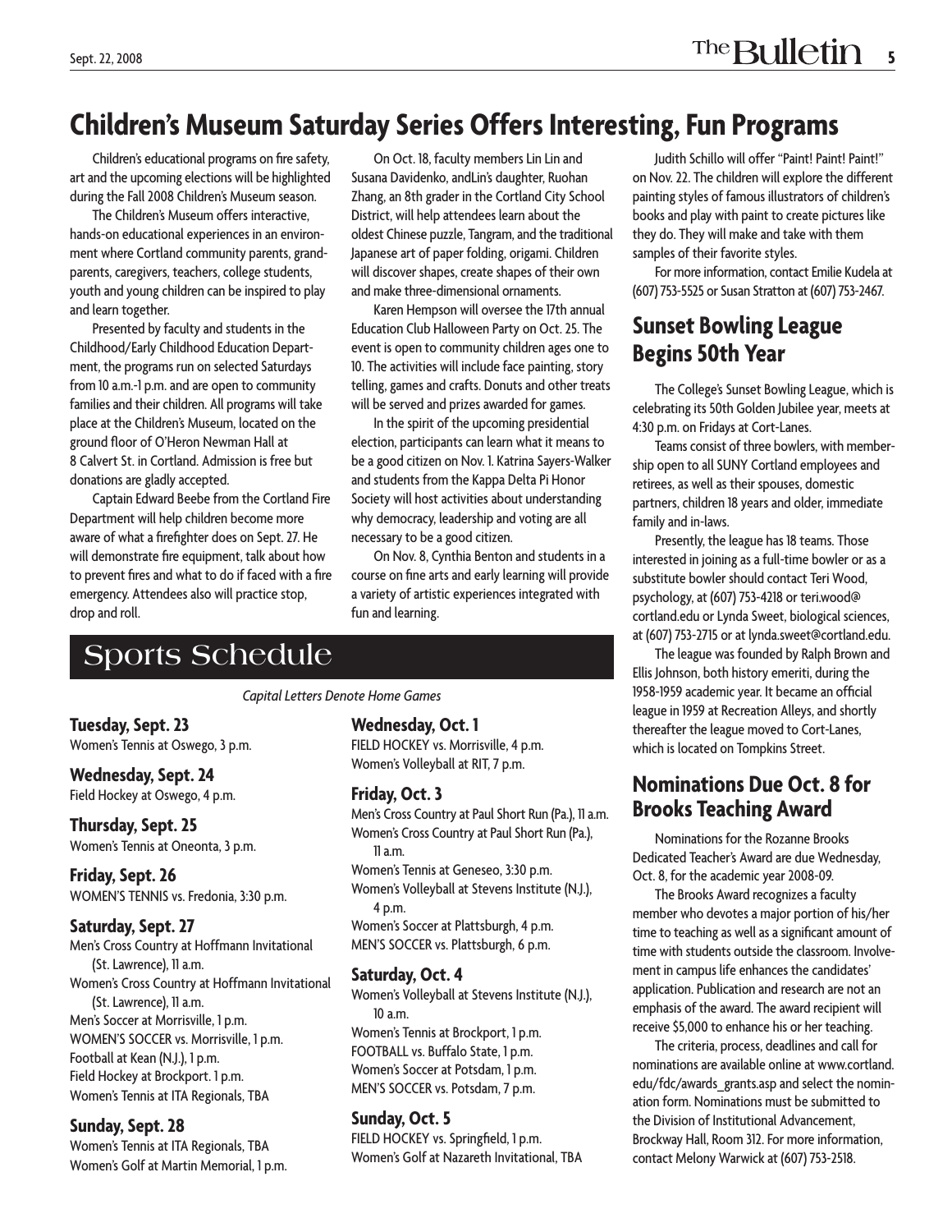## Children's Museum Saturday Series Offers Interesting, Fun Programs

Children's educational programs on fire safety, art and the upcoming elections will be highlighted during the Fall 2008 Children's Museum season.

The Children's Museum offers interactive, hands-on educational experiences in an environment where Cortland community parents, grandparents, caregivers, teachers, college students, youth and young children can be inspired to play and learn together.

Presented by faculty and students in the Childhood/Early Childhood Education Department, the programs run on selected Saturdays from 10 a.m.-1 p.m. and are open to community families and their children. All programs will take place at the Children's Museum, located on the ground floor of O'Heron Newman Hall at 8 Calvert St. in Cortland. Admission is free but donations are gladly accepted.

Captain Edward Beebe from the Cortland Fire Department will help children become more aware of what a firefighter does on Sept. 27. He will demonstrate fire equipment, talk about how to prevent fires and what to do if faced with a fire emergency. Attendees also will practice stop, drop and roll.

On Oct. 18, faculty members Lin Lin and Susana Davidenko, andLin's daughter, Ruohan Zhang, an 8th grader in the Cortland City School District, will help attendees learn about the oldest Chinese puzzle, Tangram, and the traditional Japanese art of paper folding, origami. Children will discover shapes, create shapes of their own and make three-dimensional ornaments.

Karen Hempson will oversee the 17th annual Education Club Halloween Party on Oct. 25. The event is open to community children ages one to 10. The activities will include face painting, story telling, games and crafts. Donuts and other treats will be served and prizes awarded for games.

In the spirit of the upcoming presidential election, participants can learn what it means to be a good citizen on Nov. 1. Katrina Sayers-Walker and students from the Kappa Delta Pi Honor Society will host activities about understanding why democracy, leadership and voting are all necessary to be a good citizen.

On Nov. 8, Cynthia Benton and students in a course on fine arts and early learning will provide a variety of artistic experiences integrated with fun and learning.

Judith Schillo will offer "Paint! Paint! Paint!" on Nov. 22. The children will explore the different painting styles of famous illustrators of children's books and play with paint to create pictures like they do. They will make and take with them samples of their favorite styles.

For more information, contact Emilie Kudela at (607) 753-5525 or Susan Stratton at (607) 753-2467.

## Sports Schedule

*Capital Letters Denote Home Games*

**Tuesday, Sept. 23**
Women's Tennis at Oswego, 3 p.m.

**Wednesday, Sept. 24**
Field Hockey at Oswego, 4 p.m.

**Thursday, Sept. 25**
Women's Tennis at Oneonta, 3 p.m.

**Friday, Sept. 26**
WOMEN'S TENNIS vs. Fredonia, 3:30 p.m.

**Saturday, Sept. 27**
Men's Cross Country at Hoffmann Invitational (St. Lawrence), 11 a.m.
Women's Cross Country at Hoffmann Invitational (St. Lawrence), 11 a.m.
Men's Soccer at Morrisville, 1 p.m.
WOMEN'S SOCCER vs. Morrisville, 1 p.m.
Football at Kean (N.J.), 1 p.m.
Field Hockey at Brockport. 1 p.m.
Women's Tennis at ITA Regionals, TBA

**Sunday, Sept. 28**
Women's Tennis at ITA Regionals, TBA
Women's Golf at Martin Memorial, 1 p.m.

**Wednesday, Oct. 1**
FIELD HOCKEY vs. Morrisville, 4 p.m.
Women's Volleyball at RIT, 7 p.m.

**Friday, Oct. 3**
Men's Cross Country at Paul Short Run (Pa.), 11 a.m.
Women's Cross Country at Paul Short Run (Pa.), 11 a.m.
Women's Tennis at Geneseo, 3:30 p.m.
Women's Volleyball at Stevens Institute (N.J.), 4 p.m.
Women's Soccer at Plattsburgh, 4 p.m.
MEN'S SOCCER vs. Plattsburgh, 6 p.m.

**Saturday, Oct. 4**
Women's Volleyball at Stevens Institute (N.J.), 10 a.m.
Women's Tennis at Brockport, 1 p.m.
FOOTBALL vs. Buffalo State, 1 p.m.
Women's Soccer at Potsdam, 1 p.m.
MEN'S SOCCER vs. Potsdam, 7 p.m.

**Sunday, Oct. 5**
FIELD HOCKEY vs. Springfield, 1 p.m.
Women's Golf at Nazareth Invitational, TBA

## Sunset Bowling League Begins 50th Year

The College's Sunset Bowling League, which is celebrating its 50th Golden Jubilee year, meets at 4:30 p.m. on Fridays at Cort-Lanes.

Teams consist of three bowlers, with membership open to all SUNY Cortland employees and retirees, as well as their spouses, domestic partners, children 18 years and older, immediate family and in-laws.

Presently, the league has 18 teams. Those interested in joining as a full-time bowler or as a substitute bowler should contact Teri Wood, psychology, at (607) 753-4218 or teri.wood@cortland.edu or Lynda Sweet, biological sciences, at (607) 753-2715 or at lynda.sweet@cortland.edu.

The league was founded by Ralph Brown and Ellis Johnson, both history emeriti, during the 1958-1959 academic year. It became an official league in 1959 at Recreation Alleys, and shortly thereafter the league moved to Cort-Lanes, which is located on Tompkins Street.

## Nominations Due Oct. 8 for Brooks Teaching Award

Nominations for the Rozanne Brooks Dedicated Teacher's Award are due Wednesday, Oct. 8, for the academic year 2008-09.

The Brooks Award recognizes a faculty member who devotes a major portion of his/her time to teaching as well as a significant amount of time with students outside the classroom. Involvement in campus life enhances the candidates' application. Publication and research are not an emphasis of the award. The award recipient will receive $5,000 to enhance his or her teaching.

The criteria, process, deadlines and call for nominations are available online at www.cortland.edu/fdc/awards_grants.asp and select the nomination form. Nominations must be submitted to the Division of Institutional Advancement, Brockway Hall, Room 312. For more information, contact Melony Warwick at (607) 753-2518.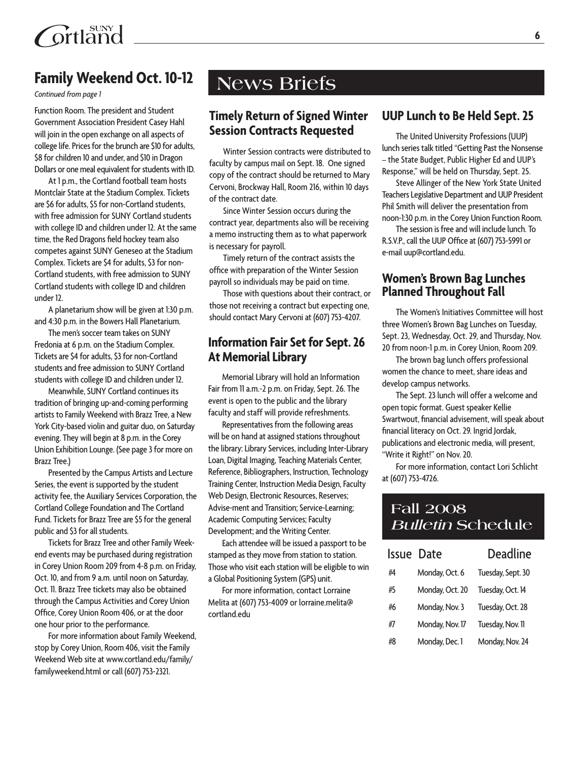## Family Weekend Oct. 10-12

*Continued from page 1*

Function Room. The president and Student Government Association President Casey Hahl will join in the open exchange on all aspects of college life. Prices for the brunch are $10 for adults, $8 for children 10 and under, and $10 in Dragon Dollars or one meal equivalent for students with ID.

At 1 p.m., the Cortland football team hosts Montclair State at the Stadium Complex. Tickets are $6 for adults, $5 for non-Cortland students, with free admission for SUNY Cortland students with college ID and children under 12. At the same time, the Red Dragons field hockey team also competes against SUNY Geneseo at the Stadium Complex. Tickets are $4 for adults, $3 for non-Cortland students, with free admission to SUNY Cortland students with college ID and children under 12.

A planetarium show will be given at 1:30 p.m. and 4:30 p.m. in the Bowers Hall Planetarium.

The men's soccer team takes on SUNY Fredonia at 6 p.m. on the Stadium Complex. Tickets are $4 for adults, $3 for non-Cortland students and free admission to SUNY Cortland students with college ID and children under 12.

Meanwhile, SUNY Cortland continues its tradition of bringing up-and-coming performing artists to Family Weekend with Brazz Tree, a New York City-based violin and guitar duo, on Saturday evening. They will begin at 8 p.m. in the Corey Union Exhibition Lounge. (See page 3 for more on Brazz Tree.)

Presented by the Campus Artists and Lecture Series, the event is supported by the student activity fee, the Auxiliary Services Corporation, the Cortland College Foundation and The Cortland Fund. Tickets for Brazz Tree are $5 for the general public and $3 for all students.

Tickets for Brazz Tree and other Family Weekend events may be purchased during registration in Corey Union Room 209 from 4-8 p.m. on Friday, Oct. 10, and from 9 a.m. until noon on Saturday, Oct. 11. Brazz Tree tickets may also be obtained through the Campus Activities and Corey Union Office, Corey Union Room 406, or at the door one hour prior to the performance.

For more information about Family Weekend, stop by Corey Union, Room 406, visit the Family Weekend Web site at www.cortland.edu/family/familyweekend.html or call (607) 753-2321.

# News Briefs

## Timely Return of Signed Winter Session Contracts Requested

Winter Session contracts were distributed to faculty by campus mail on Sept. 18. One signed copy of the contract should be returned to Mary Cervoni, Brockway Hall, Room 216, within 10 days of the contract date.

Since Winter Session occurs during the contract year, departments also will be receiving a memo instructing them as to what paperwork is necessary for payroll.

Timely return of the contract assists the office with preparation of the Winter Session payroll so individuals may be paid on time.

Those with questions about their contract, or those not receiving a contract but expecting one, should contact Mary Cervoni at (607) 753-4207.

## Information Fair Set for Sept. 26 At Memorial Library

Memorial Library will hold an Information Fair from 11 a.m.-2 p.m. on Friday, Sept. 26. The event is open to the public and the library faculty and staff will provide refreshments.

Representatives from the following areas will be on hand at assigned stations throughout the library: Library Services, including Inter-Library Loan, Digital Imaging, Teaching Materials Center, Reference, Bibliographers, Instruction, Technology Training Center, Instruction Media Design, Faculty Web Design, Electronic Resources, Reserves; Advise-ment and Transition; Service-Learning; Academic Computing Services; Faculty Development; and the Writing Center.

Each attendee will be issued a passport to be stamped as they move from station to station. Those who visit each station will be eligible to win a Global Positioning System (GPS) unit.

For more information, contact Lorraine Melita at (607) 753-4009 or lorraine.melita@cortland.edu

## UUP Lunch to Be Held Sept. 25

The United University Professions (UUP) lunch series talk titled "Getting Past the Nonsense – the State Budget, Public Higher Ed and UUP's Response," will be held on Thursday, Sept. 25.

Steve Allinger of the New York State United Teachers Legislative Department and UUP President Phil Smith will deliver the presentation from noon-1:30 p.m. in the Corey Union Function Room.

The session is free and will include lunch. To R.S.V.P., call the UUP Office at (607) 753-5991 or e-mail uup@cortland.edu.

## Women's Brown Bag Lunches Planned Throughout Fall

The Women's Initiatives Committee will host three Women's Brown Bag Lunches on Tuesday, Sept. 23, Wednesday, Oct. 29, and Thursday, Nov. 20 from noon-1 p.m. in Corey Union, Room 209.

The brown bag lunch offers professional women the chance to meet, share ideas and develop campus networks.

The Sept. 23 lunch will offer a welcome and open topic format. Guest speaker Kellie Swartwout, financial advisement, will speak about financial literacy on Oct. 29. Ingrid Jordak, publications and electronic media, will present, "Write it Right!" on Nov. 20.

For more information, contact Lori Schlicht at (607) 753-4726.

## Fall 2008 *Bulletin* Schedule

| Issue | Date | Deadline |
|---|---|---|
| #4 | Monday, Oct. 6 | Tuesday, Sept. 30 |
| #5 | Monday, Oct. 20 | Tuesday, Oct. 14 |
| #6 | Monday, Nov. 3 | Tuesday, Oct. 28 |
| #7 | Monday, Nov. 17 | Tuesday, Nov. 11 |
| #8 | Monday, Dec. 1 | Monday, Nov. 24 |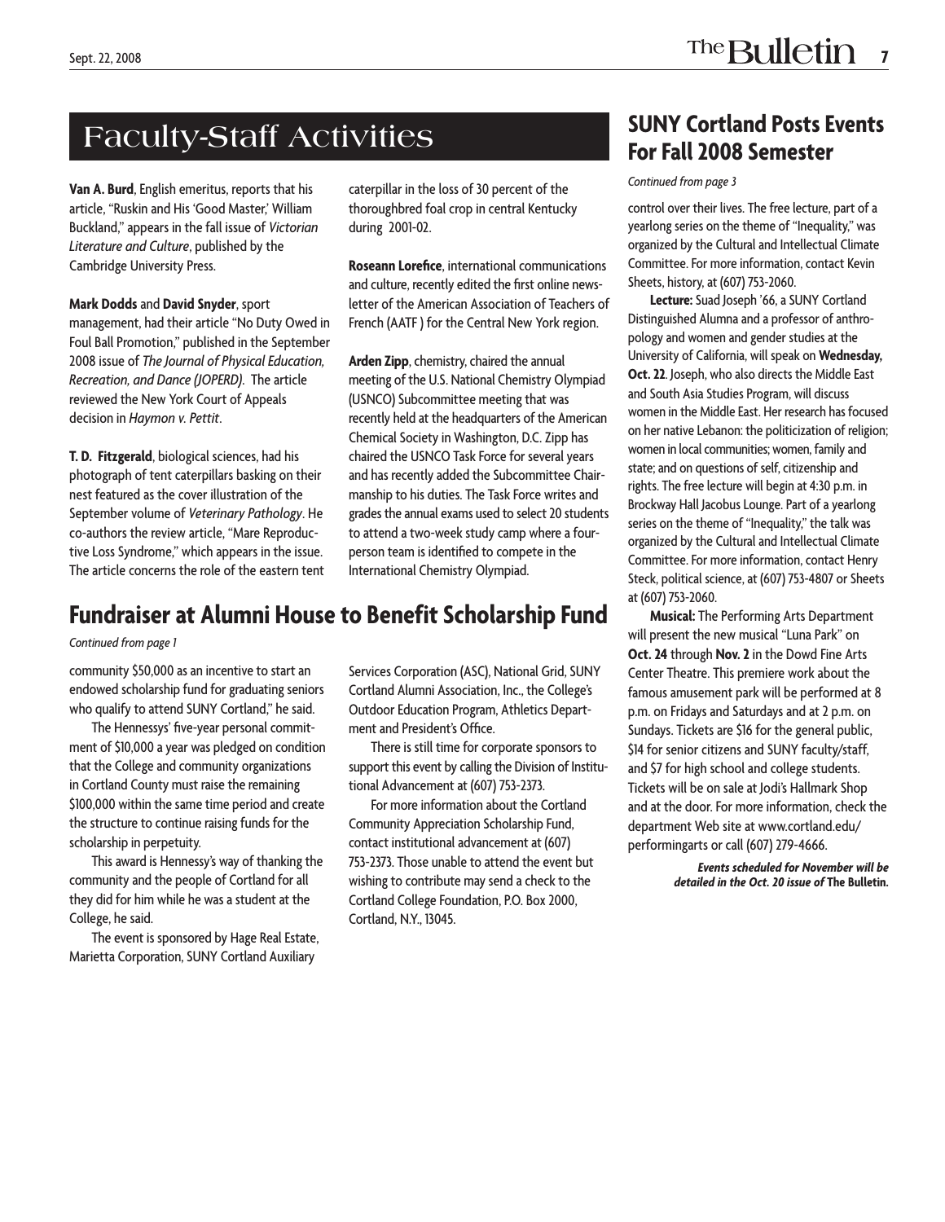## Faculty-Staff Activities

**Van A. Burd**, English emeritus, reports that his article, "Ruskin and His 'Good Master,' William Buckland," appears in the fall issue of *Victorian Literature and Culture*, published by the Cambridge University Press.

**Mark Dodds** and **David Snyder**, sport management, had their article "No Duty Owed in Foul Ball Promotion," published in the September 2008 issue of *The Journal of Physical Education, Recreation, and Dance (JOPERD)*. The article reviewed the New York Court of Appeals decision in *Haymon v. Pettit*.

**T. D. Fitzgerald**, biological sciences, had his photograph of tent caterpillars basking on their nest featured as the cover illustration of the September volume of *Veterinary Pathology*. He co-authors the review article, "Mare Reproductive Loss Syndrome," which appears in the issue. The article concerns the role of the eastern tent caterpillar in the loss of 30 percent of the thoroughbred foal crop in central Kentucky during 2001-02.

**Roseann Lorefice**, international communications and culture, recently edited the first online newsletter of the American Association of Teachers of French (AATF ) for the Central New York region.

**Arden Zipp**, chemistry, chaired the annual meeting of the U.S. National Chemistry Olympiad (USNCO) Subcommittee meeting that was recently held at the headquarters of the American Chemical Society in Washington, D.C. Zipp has chaired the USNCO Task Force for several years and has recently added the Subcommittee Chairmanship to his duties. The Task Force writes and grades the annual exams used to select 20 students to attend a two-week study camp where a four-person team is identified to compete in the International Chemistry Olympiad.

## Fundraiser at Alumni House to Benefit Scholarship Fund

*Continued from page 1*

community $50,000 as an incentive to start an endowed scholarship fund for graduating seniors who qualify to attend SUNY Cortland," he said.

The Hennessys' five-year personal commitment of $10,000 a year was pledged on condition that the College and community organizations in Cortland County must raise the remaining $100,000 within the same time period and create the structure to continue raising funds for the scholarship in perpetuity.

This award is Hennessy's way of thanking the community and the people of Cortland for all they did for him while he was a student at the College, he said.

The event is sponsored by Hage Real Estate, Marietta Corporation, SUNY Cortland Auxiliary Services Corporation (ASC), National Grid, SUNY Cortland Alumni Association, Inc., the College's Outdoor Education Program, Athletics Department and President's Office.

There is still time for corporate sponsors to support this event by calling the Division of Institutional Advancement at (607) 753-2373.

For more information about the Cortland Community Appreciation Scholarship Fund, contact institutional advancement at (607) 753-2373. Those unable to attend the event but wishing to contribute may send a check to the Cortland College Foundation, P.O. Box 2000, Cortland, N.Y., 13045.

## SUNY Cortland Posts Events For Fall 2008 Semester

*Continued from page 3*

control over their lives. The free lecture, part of a yearlong series on the theme of "Inequality," was organized by the Cultural and Intellectual Climate Committee. For more information, contact Kevin Sheets, history, at (607) 753-2060.

**Lecture:** Suad Joseph '66, a SUNY Cortland Distinguished Alumna and a professor of anthropology and women and gender studies at the University of California, will speak on **Wednesday, Oct. 22**. Joseph, who also directs the Middle East and South Asia Studies Program, will discuss women in the Middle East. Her research has focused on her native Lebanon: the politicization of religion; women in local communities; women, family and state; and on questions of self, citizenship and rights. The free lecture will begin at 4:30 p.m. in Brockway Hall Jacobus Lounge. Part of a yearlong series on the theme of "Inequality," the talk was organized by the Cultural and Intellectual Climate Committee. For more information, contact Henry Steck, political science, at (607) 753-4807 or Sheets at (607) 753-2060.

**Musical:** The Performing Arts Department will present the new musical "Luna Park" on **Oct. 24** through **Nov. 2** in the Dowd Fine Arts Center Theatre. This premiere work about the famous amusement park will be performed at 8 p.m. on Fridays and Saturdays and at 2 p.m. on Sundays. Tickets are $16 for the general public, $14 for senior citizens and SUNY faculty/staff, and $7 for high school and college students. Tickets will be on sale at Jodi's Hallmark Shop and at the door. For more information, check the department Web site at www.cortland.edu/performingarts or call (607) 279-4666.

***Events scheduled for November will be detailed in the Oct. 20 issue of The Bulletin.***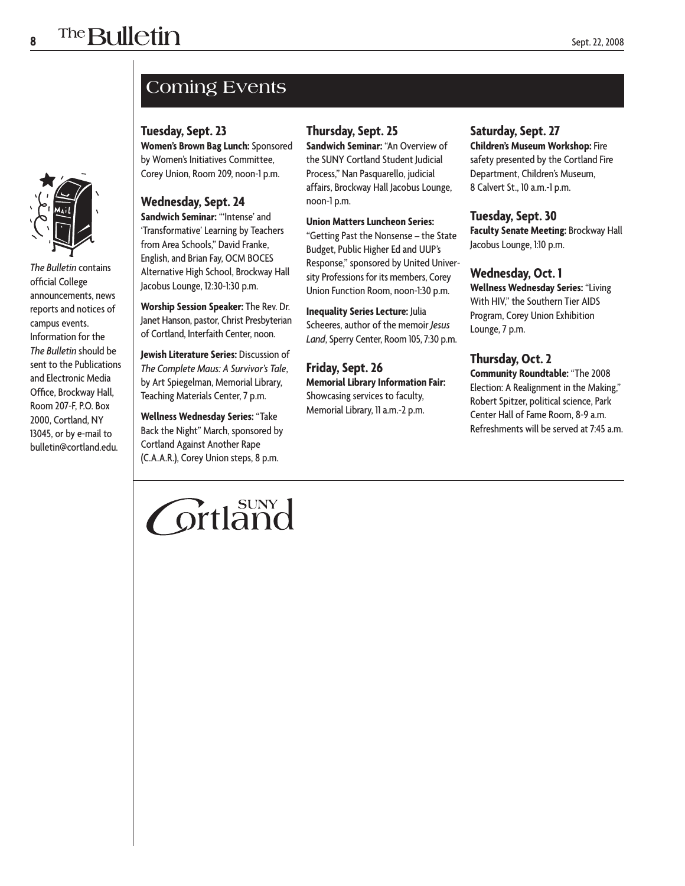## Coming Events

### Tuesday, Sept. 23

**Women's Brown Bag Lunch:** Sponsored by Women's Initiatives Committee, Corey Union, Room 209, noon-1 p.m.

### Wednesday, Sept. 24

**Sandwich Seminar:** "'Intense' and 'Transformative' Learning by Teachers from Area Schools," David Franke, English, and Brian Fay, OCM BOCES Alternative High School, Brockway Hall Jacobus Lounge, 12:30-1:30 p.m.

**Worship Session Speaker:** The Rev. Dr. Janet Hanson, pastor, Christ Presbyterian of Cortland, Interfaith Center, noon.

**Jewish Literature Series:** Discussion of *The Complete Maus: A Survivor's Tale*, by Art Spiegelman, Memorial Library, Teaching Materials Center, 7 p.m.

**Wellness Wednesday Series:** "Take Back the Night" March, sponsored by Cortland Against Another Rape (C.A.A.R.), Corey Union steps, 8 p.m.

### Thursday, Sept. 25

**Sandwich Seminar:** "An Overview of the SUNY Cortland Student Judicial Process," Nan Pasquarello, judicial affairs, Brockway Hall Jacobus Lounge, noon-1 p.m.

**Union Matters Luncheon Series:** "Getting Past the Nonsense – the State Budget, Public Higher Ed and UUP's Response," sponsored by United University Professions for its members, Corey Union Function Room, noon-1:30 p.m.

**Inequality Series Lecture:** Julia Scheeres, author of the memoir *Jesus Land*, Sperry Center, Room 105, 7:30 p.m.

### Friday, Sept. 26

**Memorial Library Information Fair:** Showcasing services to faculty, Memorial Library, 11 a.m.-2 p.m.

### Saturday, Sept. 27

**Children's Museum Workshop:** Fire safety presented by the Cortland Fire Department, Children's Museum, 8 Calvert St., 10 a.m.-1 p.m.

### Tuesday, Sept. 30

**Faculty Senate Meeting:** Brockway Hall Jacobus Lounge, 1:10 p.m.

### Wednesday, Oct. 1

**Wellness Wednesday Series:** "Living With HIV," the Southern Tier AIDS Program, Corey Union Exhibition Lounge, 7 p.m.

### Thursday, Oct. 2

**Community Roundtable:** "The 2008 Election: A Realignment in the Making," Robert Spitzer, political science, Park Center Hall of Fame Room, 8-9 a.m. Refreshments will be served at 7:45 a.m.

*The Bulletin* contains official College announcements, news reports and notices of campus events. Information for the *The Bulletin* should be sent to the Publications and Electronic Media Office, Brockway Hall, Room 207-F, P.O. Box 2000, Cortland, NY 13045, or by e-mail to bulletin@cortland.edu.

SUNY Cortland